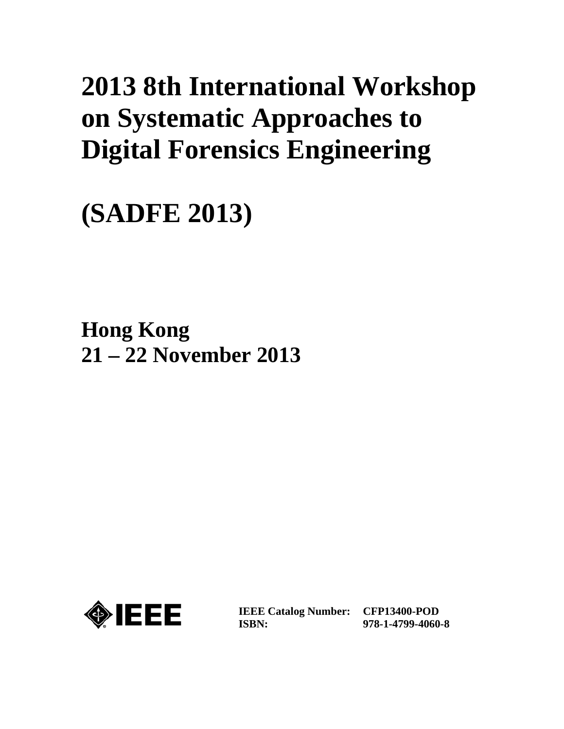# 2013 8th International Workshop on Systematic Approaches to Digital Forensics Engineering

# (SADFE 2013)

## Hong Kong
## 21 – 22 November 2013

IEEE

| **IEEE Catalog Number:** | **CFP13400-POD** |
|---|---|
| **ISBN:** | **978-1-4799-4060-8** |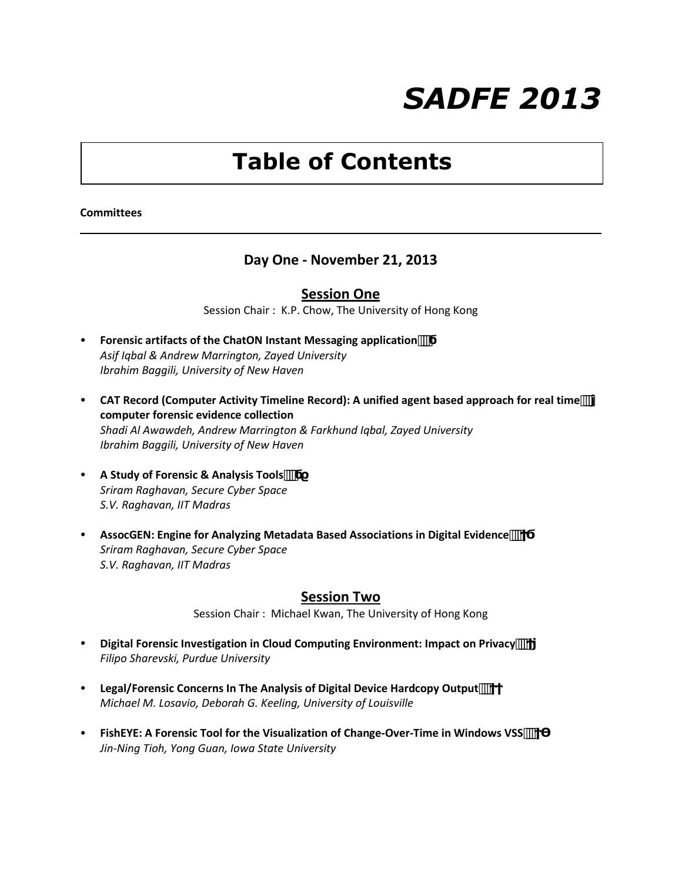# SADFE 2013

## Table of Contents

**Committees**

---

### Day One - November 21, 2013

#### Session One

Session Chair : K.P. Chow, The University of Hong Kong

- **Forensic artifacts of the ChatON Instant Messaging application**
  *Asif Iqbal & Andrew Marrington, Zayed University*
  *Ibrahim Baggili, University of New Haven*

- **CAT Record (Computer Activity Timeline Record): A unified agent based approach for real time computer forensic evidence collection**
  *Shadi Al Awawdeh, Andrew Marrington & Farkhund Iqbal, Zayed University*
  *Ibrahim Baggili, University of New Haven*

- **A Study of Forensic & Analysis Tools**
  *Sriram Raghavan, Secure Cyber Space*
  *S.V. Raghavan, IIT Madras*

- **AssocGEN: Engine for Analyzing Metadata Based Associations in Digital Evidence**
  *Sriram Raghavan, Secure Cyber Space*
  *S.V. Raghavan, IIT Madras*

#### Session Two

Session Chair : Michael Kwan, The University of Hong Kong

- **Digital Forensic Investigation in Cloud Computing Environment: Impact on Privacy**
  *Filipo Sharevski, Purdue University*

- **Legal/Forensic Concerns In The Analysis of Digital Device Hardcopy Output**
  *Michael M. Losavio, Deborah G. Keeling, University of Louisville*

- **FishEYE: A Forensic Tool for the Visualization of Change-Over-Time in Windows VSS**
  *Jin-Ning Tioh, Yong Guan, Iowa State University*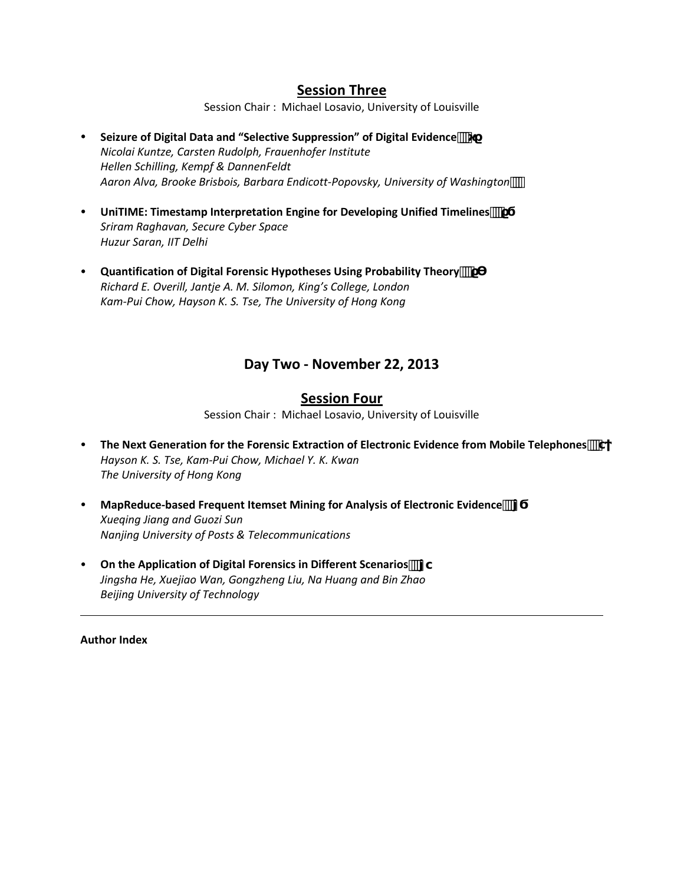## Session Three

Session Chair : Michael Losavio, University of Louisville

- **Seizure of Digital Data and "Selective Suppression" of Digital Evidence**
  *Nicolai Kuntze, Carsten Rudolph, Frauenhofer Institute*
  *Hellen Schilling, Kempf & DannenFeldt*
  *Aaron Alva, Brooke Brisbois, Barbara Endicott-Popovsky, University of Washington*

- **UniTIME: Timestamp Interpretation Engine for Developing Unified Timelines**
  *Sriram Raghavan, Secure Cyber Space*
  *Huzur Saran, IIT Delhi*

- **Quantification of Digital Forensic Hypotheses Using Probability Theory**
  *Richard E. Overill, Jantje A. M. Silomon, King's College, London*
  *Kam-Pui Chow, Hayson K. S. Tse, The University of Hong Kong*

# Day Two - November 22, 2013

## Session Four

Session Chair : Michael Losavio, University of Louisville

- **The Next Generation for the Forensic Extraction of Electronic Evidence from Mobile Telephones**
  *Hayson K. S. Tse, Kam-Pui Chow, Michael Y. K. Kwan*
  *The University of Hong Kong*

- **MapReduce-based Frequent Itemset Mining for Analysis of Electronic Evidence**
  *Xueqing Jiang and Guozi Sun*
  *Nanjing University of Posts & Telecommunications*

- **On the Application of Digital Forensics in Different Scenarios**
  *Jingsha He, Xuejiao Wan, Gongzheng Liu, Na Huang and Bin Zhao*
  *Beijing University of Technology*

---

**Author Index**